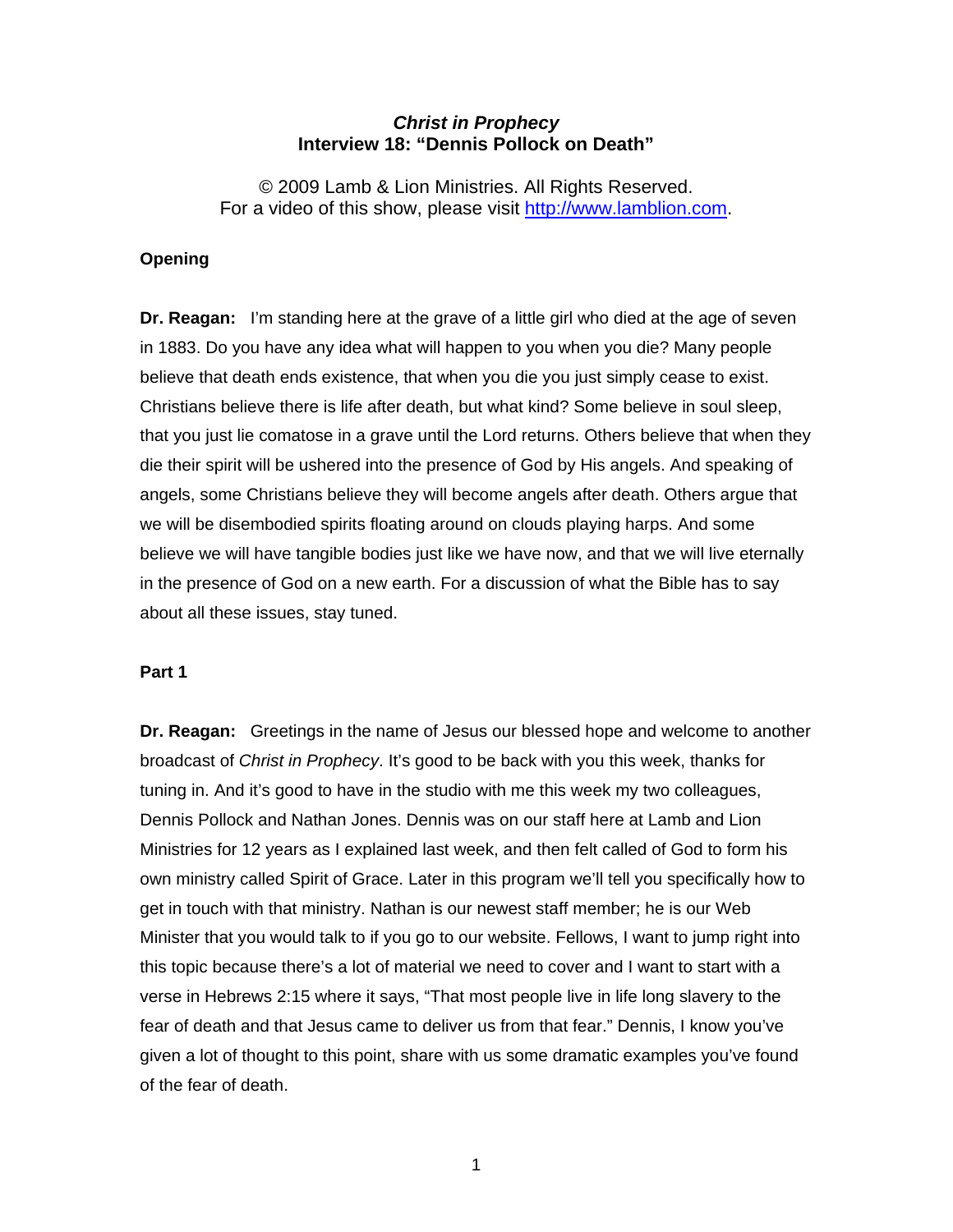# *Christ in Prophecy*
## Interview 18: "Dennis Pollock on Death"

© 2009 Lamb & Lion Ministries. All Rights Reserved.
For a video of this show, please visit http://www.lamblion.com.

**Opening**

**Dr. Reagan:** I'm standing here at the grave of a little girl who died at the age of seven in 1883. Do you have any idea what will happen to you when you die? Many people believe that death ends existence, that when you die you just simply cease to exist. Christians believe there is life after death, but what kind? Some believe in soul sleep, that you just lie comatose in a grave until the Lord returns. Others believe that when they die their spirit will be ushered into the presence of God by His angels. And speaking of angels, some Christians believe they will become angels after death. Others argue that we will be disembodied spirits floating around on clouds playing harps. And some believe we will have tangible bodies just like we have now, and that we will live eternally in the presence of God on a new earth. For a discussion of what the Bible has to say about all these issues, stay tuned.

**Part 1**

**Dr. Reagan:** Greetings in the name of Jesus our blessed hope and welcome to another broadcast of *Christ in Prophecy*. It's good to be back with you this week, thanks for tuning in. And it's good to have in the studio with me this week my two colleagues, Dennis Pollock and Nathan Jones. Dennis was on our staff here at Lamb and Lion Ministries for 12 years as I explained last week, and then felt called of God to form his own ministry called Spirit of Grace. Later in this program we'll tell you specifically how to get in touch with that ministry. Nathan is our newest staff member; he is our Web Minister that you would talk to if you go to our website. Fellows, I want to jump right into this topic because there's a lot of material we need to cover and I want to start with a verse in Hebrews 2:15 where it says, "That most people live in life long slavery to the fear of death and that Jesus came to deliver us from that fear." Dennis, I know you've given a lot of thought to this point, share with us some dramatic examples you've found of the fear of death.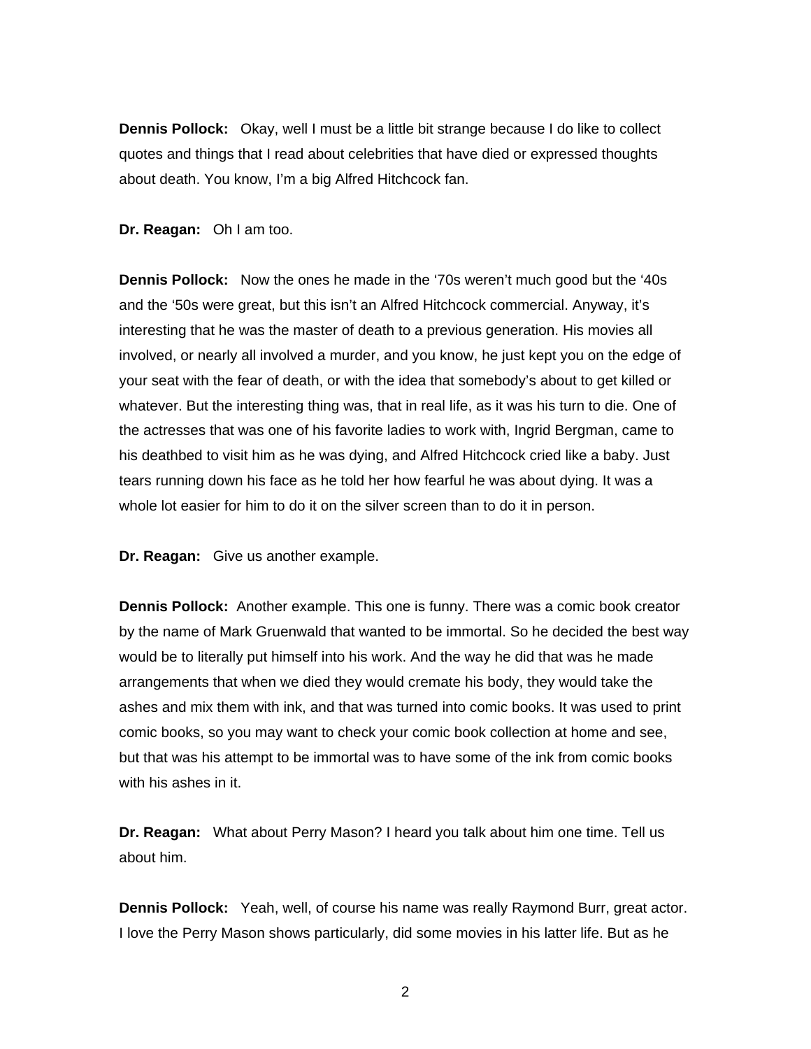**Dennis Pollock:** Okay, well I must be a little bit strange because I do like to collect quotes and things that I read about celebrities that have died or expressed thoughts about death. You know, I'm a big Alfred Hitchcock fan.

**Dr. Reagan:** Oh I am too.

**Dennis Pollock:** Now the ones he made in the '70s weren't much good but the '40s and the '50s were great, but this isn't an Alfred Hitchcock commercial. Anyway, it's interesting that he was the master of death to a previous generation. His movies all involved, or nearly all involved a murder, and you know, he just kept you on the edge of your seat with the fear of death, or with the idea that somebody's about to get killed or whatever. But the interesting thing was, that in real life, as it was his turn to die. One of the actresses that was one of his favorite ladies to work with, Ingrid Bergman, came to his deathbed to visit him as he was dying, and Alfred Hitchcock cried like a baby. Just tears running down his face as he told her how fearful he was about dying. It was a whole lot easier for him to do it on the silver screen than to do it in person.

**Dr. Reagan:** Give us another example.

**Dennis Pollock:** Another example. This one is funny. There was a comic book creator by the name of Mark Gruenwald that wanted to be immortal. So he decided the best way would be to literally put himself into his work. And the way he did that was he made arrangements that when we died they would cremate his body, they would take the ashes and mix them with ink, and that was turned into comic books. It was used to print comic books, so you may want to check your comic book collection at home and see, but that was his attempt to be immortal was to have some of the ink from comic books with his ashes in it.

**Dr. Reagan:** What about Perry Mason? I heard you talk about him one time. Tell us about him.

**Dennis Pollock:** Yeah, well, of course his name was really Raymond Burr, great actor. I love the Perry Mason shows particularly, did some movies in his latter life. But as he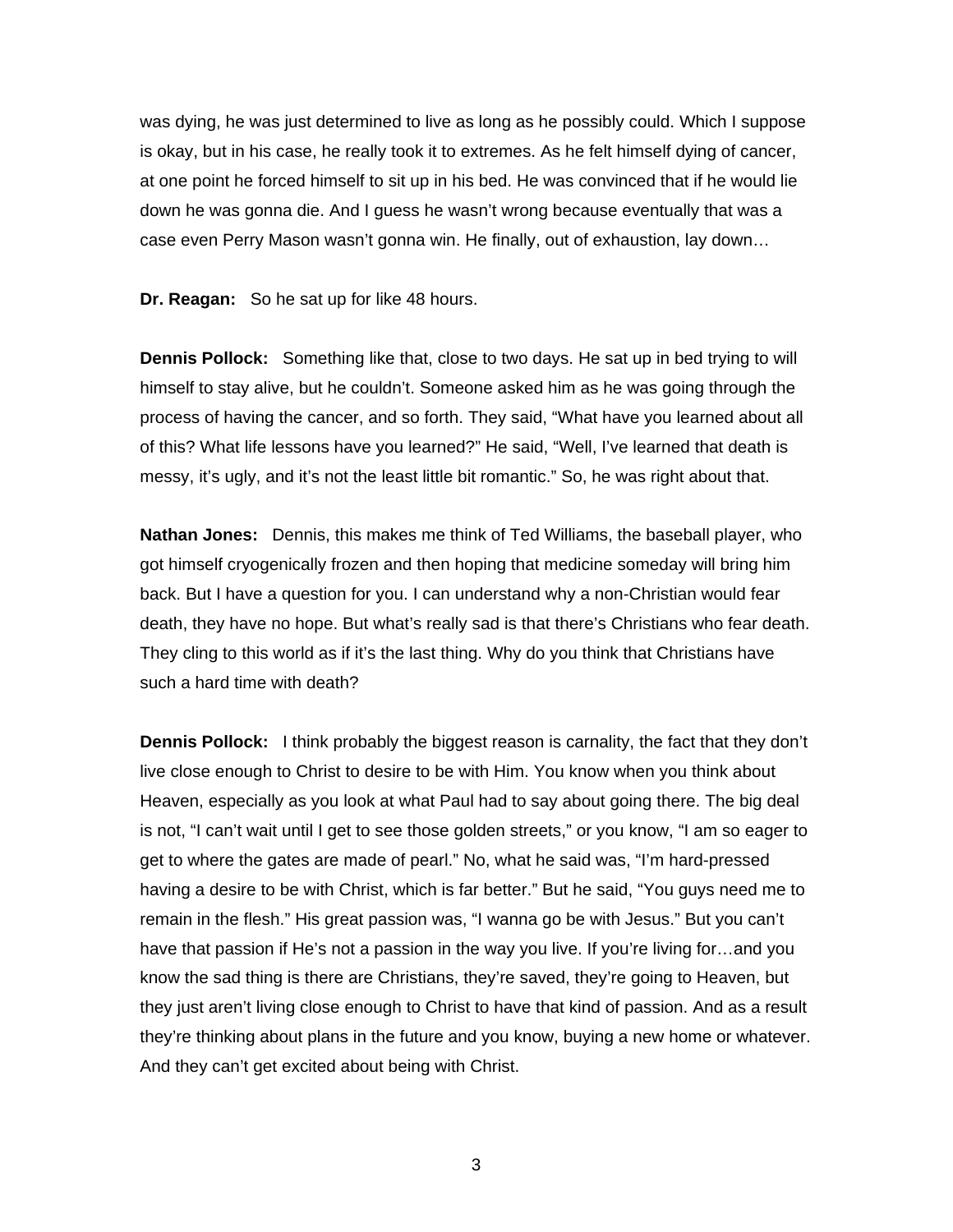was dying, he was just determined to live as long as he possibly could. Which I suppose is okay, but in his case, he really took it to extremes. As he felt himself dying of cancer, at one point he forced himself to sit up in his bed. He was convinced that if he would lie down he was gonna die. And I guess he wasn't wrong because eventually that was a case even Perry Mason wasn't gonna win. He finally, out of exhaustion, lay down…

**Dr. Reagan:** So he sat up for like 48 hours.

**Dennis Pollock:** Something like that, close to two days. He sat up in bed trying to will himself to stay alive, but he couldn't. Someone asked him as he was going through the process of having the cancer, and so forth. They said, "What have you learned about all of this? What life lessons have you learned?" He said, "Well, I've learned that death is messy, it's ugly, and it's not the least little bit romantic." So, he was right about that.

**Nathan Jones:** Dennis, this makes me think of Ted Williams, the baseball player, who got himself cryogenically frozen and then hoping that medicine someday will bring him back. But I have a question for you. I can understand why a non-Christian would fear death, they have no hope. But what's really sad is that there's Christians who fear death. They cling to this world as if it's the last thing. Why do you think that Christians have such a hard time with death?

**Dennis Pollock:** I think probably the biggest reason is carnality, the fact that they don't live close enough to Christ to desire to be with Him. You know when you think about Heaven, especially as you look at what Paul had to say about going there. The big deal is not, "I can't wait until I get to see those golden streets," or you know, "I am so eager to get to where the gates are made of pearl." No, what he said was, "I'm hard-pressed having a desire to be with Christ, which is far better." But he said, "You guys need me to remain in the flesh." His great passion was, "I wanna go be with Jesus." But you can't have that passion if He's not a passion in the way you live. If you're living for…and you know the sad thing is there are Christians, they're saved, they're going to Heaven, but they just aren't living close enough to Christ to have that kind of passion. And as a result they're thinking about plans in the future and you know, buying a new home or whatever. And they can't get excited about being with Christ.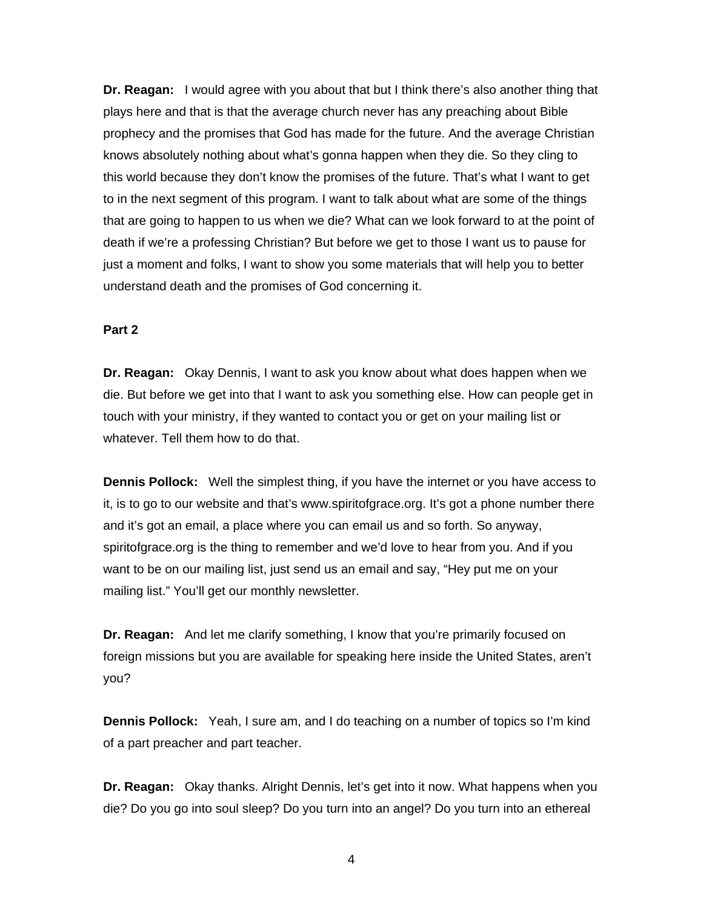**Dr. Reagan:** I would agree with you about that but I think there's also another thing that plays here and that is that the average church never has any preaching about Bible prophecy and the promises that God has made for the future. And the average Christian knows absolutely nothing about what's gonna happen when they die. So they cling to this world because they don't know the promises of the future. That's what I want to get to in the next segment of this program. I want to talk about what are some of the things that are going to happen to us when we die? What can we look forward to at the point of death if we're a professing Christian? But before we get to those I want us to pause for just a moment and folks, I want to show you some materials that will help you to better understand death and the promises of God concerning it.

**Part 2**

**Dr. Reagan:** Okay Dennis, I want to ask you know about what does happen when we die. But before we get into that I want to ask you something else. How can people get in touch with your ministry, if they wanted to contact you or get on your mailing list or whatever. Tell them how to do that.

**Dennis Pollock:** Well the simplest thing, if you have the internet or you have access to it, is to go to our website and that's www.spiritofgrace.org. It's got a phone number there and it's got an email, a place where you can email us and so forth. So anyway, spiritofgrace.org is the thing to remember and we'd love to hear from you. And if you want to be on our mailing list, just send us an email and say, "Hey put me on your mailing list." You'll get our monthly newsletter.

**Dr. Reagan:** And let me clarify something, I know that you're primarily focused on foreign missions but you are available for speaking here inside the United States, aren't you?

**Dennis Pollock:** Yeah, I sure am, and I do teaching on a number of topics so I'm kind of a part preacher and part teacher.

**Dr. Reagan:** Okay thanks. Alright Dennis, let's get into it now. What happens when you die? Do you go into soul sleep? Do you turn into an angel? Do you turn into an ethereal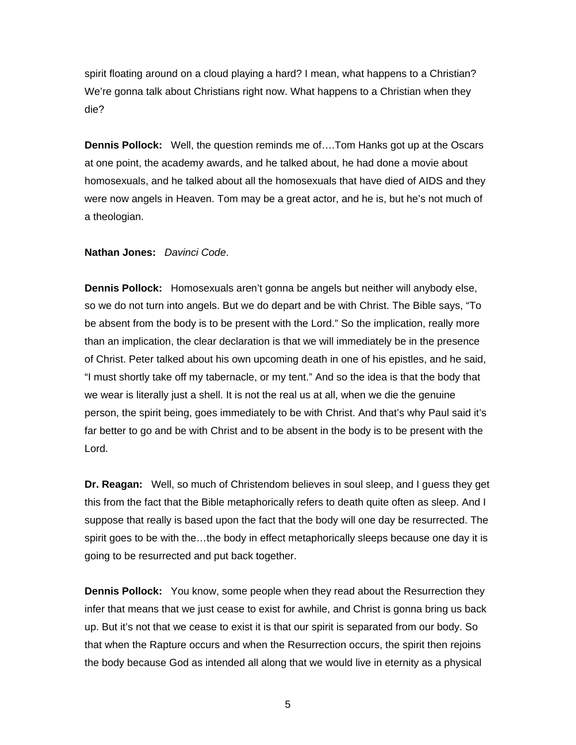spirit floating around on a cloud playing a hard? I mean, what happens to a Christian? We're gonna talk about Christians right now. What happens to a Christian when they die?

**Dennis Pollock:** Well, the question reminds me of….Tom Hanks got up at the Oscars at one point, the academy awards, and he talked about, he had done a movie about homosexuals, and he talked about all the homosexuals that have died of AIDS and they were now angels in Heaven. Tom may be a great actor, and he is, but he's not much of a theologian.

**Nathan Jones:** *Davinci Code*.

**Dennis Pollock:** Homosexuals aren't gonna be angels but neither will anybody else, so we do not turn into angels. But we do depart and be with Christ. The Bible says, "To be absent from the body is to be present with the Lord." So the implication, really more than an implication, the clear declaration is that we will immediately be in the presence of Christ. Peter talked about his own upcoming death in one of his epistles, and he said, "I must shortly take off my tabernacle, or my tent." And so the idea is that the body that we wear is literally just a shell. It is not the real us at all, when we die the genuine person, the spirit being, goes immediately to be with Christ. And that's why Paul said it's far better to go and be with Christ and to be absent in the body is to be present with the Lord.

**Dr. Reagan:** Well, so much of Christendom believes in soul sleep, and I guess they get this from the fact that the Bible metaphorically refers to death quite often as sleep. And I suppose that really is based upon the fact that the body will one day be resurrected. The spirit goes to be with the…the body in effect metaphorically sleeps because one day it is going to be resurrected and put back together.

**Dennis Pollock:** You know, some people when they read about the Resurrection they infer that means that we just cease to exist for awhile, and Christ is gonna bring us back up. But it's not that we cease to exist it is that our spirit is separated from our body. So that when the Rapture occurs and when the Resurrection occurs, the spirit then rejoins the body because God as intended all along that we would live in eternity as a physical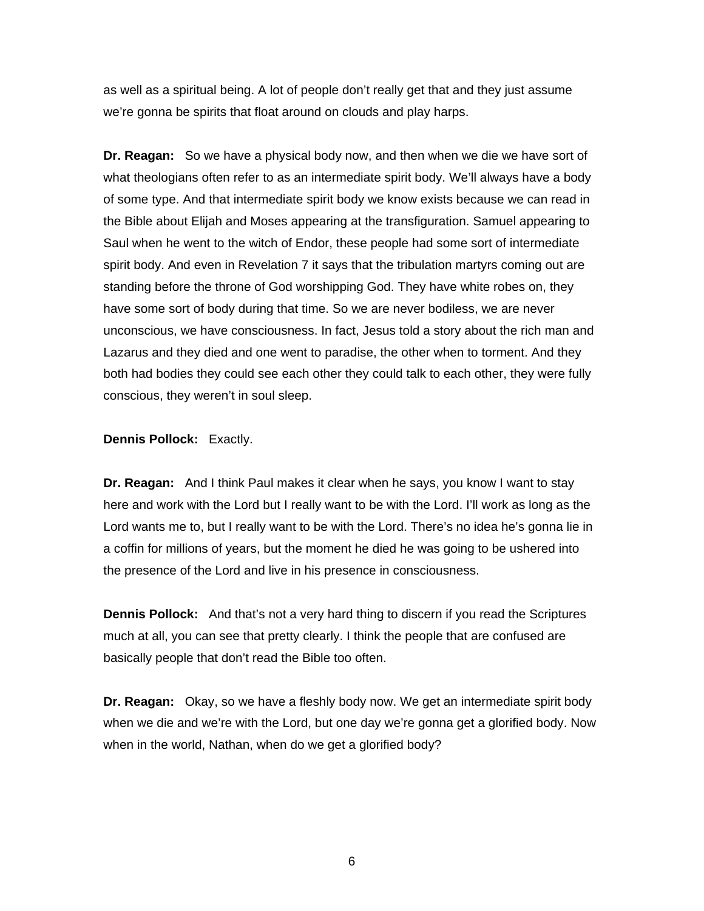as well as a spiritual being. A lot of people don't really get that and they just assume we're gonna be spirits that float around on clouds and play harps.

**Dr. Reagan:** So we have a physical body now, and then when we die we have sort of what theologians often refer to as an intermediate spirit body. We'll always have a body of some type. And that intermediate spirit body we know exists because we can read in the Bible about Elijah and Moses appearing at the transfiguration. Samuel appearing to Saul when he went to the witch of Endor, these people had some sort of intermediate spirit body. And even in Revelation 7 it says that the tribulation martyrs coming out are standing before the throne of God worshipping God. They have white robes on, they have some sort of body during that time. So we are never bodiless, we are never unconscious, we have consciousness. In fact, Jesus told a story about the rich man and Lazarus and they died and one went to paradise, the other when to torment. And they both had bodies they could see each other they could talk to each other, they were fully conscious, they weren't in soul sleep.

**Dennis Pollock:** Exactly.

**Dr. Reagan:** And I think Paul makes it clear when he says, you know I want to stay here and work with the Lord but I really want to be with the Lord. I'll work as long as the Lord wants me to, but I really want to be with the Lord. There's no idea he's gonna lie in a coffin for millions of years, but the moment he died he was going to be ushered into the presence of the Lord and live in his presence in consciousness.

**Dennis Pollock:** And that's not a very hard thing to discern if you read the Scriptures much at all, you can see that pretty clearly. I think the people that are confused are basically people that don't read the Bible too often.

**Dr. Reagan:** Okay, so we have a fleshly body now. We get an intermediate spirit body when we die and we're with the Lord, but one day we're gonna get a glorified body. Now when in the world, Nathan, when do we get a glorified body?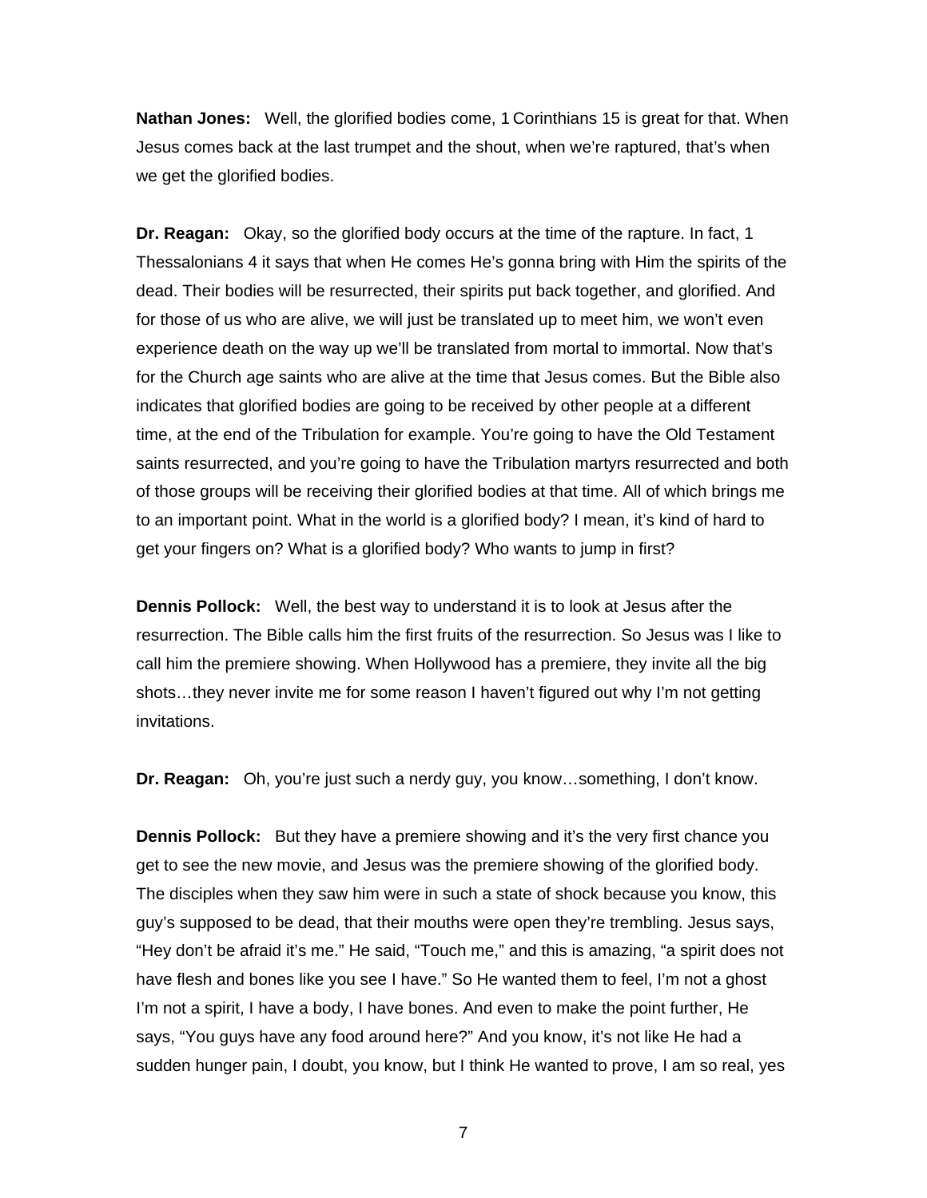**Nathan Jones:** Well, the glorified bodies come, 1 Corinthians 15 is great for that. When Jesus comes back at the last trumpet and the shout, when we're raptured, that's when we get the glorified bodies.

**Dr. Reagan:** Okay, so the glorified body occurs at the time of the rapture. In fact, 1 Thessalonians 4 it says that when He comes He's gonna bring with Him the spirits of the dead. Their bodies will be resurrected, their spirits put back together, and glorified. And for those of us who are alive, we will just be translated up to meet him, we won't even experience death on the way up we'll be translated from mortal to immortal. Now that's for the Church age saints who are alive at the time that Jesus comes. But the Bible also indicates that glorified bodies are going to be received by other people at a different time, at the end of the Tribulation for example. You're going to have the Old Testament saints resurrected, and you're going to have the Tribulation martyrs resurrected and both of those groups will be receiving their glorified bodies at that time. All of which brings me to an important point. What in the world is a glorified body? I mean, it's kind of hard to get your fingers on? What is a glorified body? Who wants to jump in first?

**Dennis Pollock:** Well, the best way to understand it is to look at Jesus after the resurrection. The Bible calls him the first fruits of the resurrection. So Jesus was I like to call him the premiere showing. When Hollywood has a premiere, they invite all the big shots…they never invite me for some reason I haven't figured out why I'm not getting invitations.

**Dr. Reagan:** Oh, you're just such a nerdy guy, you know…something, I don't know.

**Dennis Pollock:** But they have a premiere showing and it's the very first chance you get to see the new movie, and Jesus was the premiere showing of the glorified body. The disciples when they saw him were in such a state of shock because you know, this guy's supposed to be dead, that their mouths were open they're trembling. Jesus says, "Hey don't be afraid it's me." He said, "Touch me," and this is amazing, "a spirit does not have flesh and bones like you see I have." So He wanted them to feel, I'm not a ghost I'm not a spirit, I have a body, I have bones. And even to make the point further, He says, "You guys have any food around here?" And you know, it's not like He had a sudden hunger pain, I doubt, you know, but I think He wanted to prove, I am so real, yes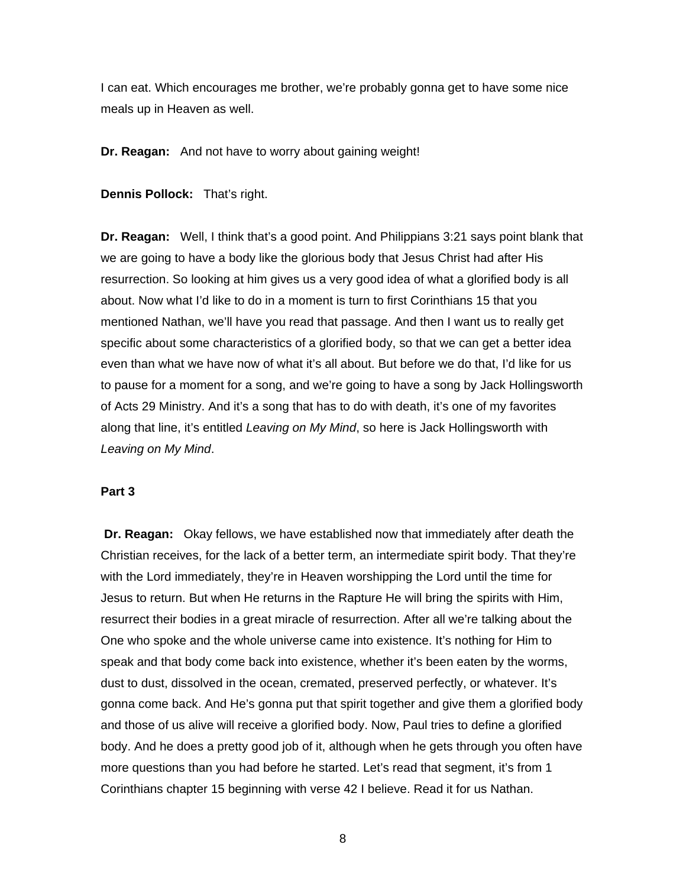I can eat. Which encourages me brother, we're probably gonna get to have some nice meals up in Heaven as well.

**Dr. Reagan:** And not have to worry about gaining weight!

**Dennis Pollock:** That's right.

**Dr. Reagan:** Well, I think that's a good point. And Philippians 3:21 says point blank that we are going to have a body like the glorious body that Jesus Christ had after His resurrection. So looking at him gives us a very good idea of what a glorified body is all about. Now what I'd like to do in a moment is turn to first Corinthians 15 that you mentioned Nathan, we'll have you read that passage. And then I want us to really get specific about some characteristics of a glorified body, so that we can get a better idea even than what we have now of what it's all about. But before we do that, I'd like for us to pause for a moment for a song, and we're going to have a song by Jack Hollingsworth of Acts 29 Ministry. And it's a song that has to do with death, it's one of my favorites along that line, it's entitled *Leaving on My Mind*, so here is Jack Hollingsworth with *Leaving on My Mind*.

**Part 3**

**Dr. Reagan:** Okay fellows, we have established now that immediately after death the Christian receives, for the lack of a better term, an intermediate spirit body. That they're with the Lord immediately, they're in Heaven worshipping the Lord until the time for Jesus to return. But when He returns in the Rapture He will bring the spirits with Him, resurrect their bodies in a great miracle of resurrection. After all we're talking about the One who spoke and the whole universe came into existence. It's nothing for Him to speak and that body come back into existence, whether it's been eaten by the worms, dust to dust, dissolved in the ocean, cremated, preserved perfectly, or whatever. It's gonna come back. And He's gonna put that spirit together and give them a glorified body and those of us alive will receive a glorified body. Now, Paul tries to define a glorified body. And he does a pretty good job of it, although when he gets through you often have more questions than you had before he started. Let's read that segment, it's from 1 Corinthians chapter 15 beginning with verse 42 I believe. Read it for us Nathan.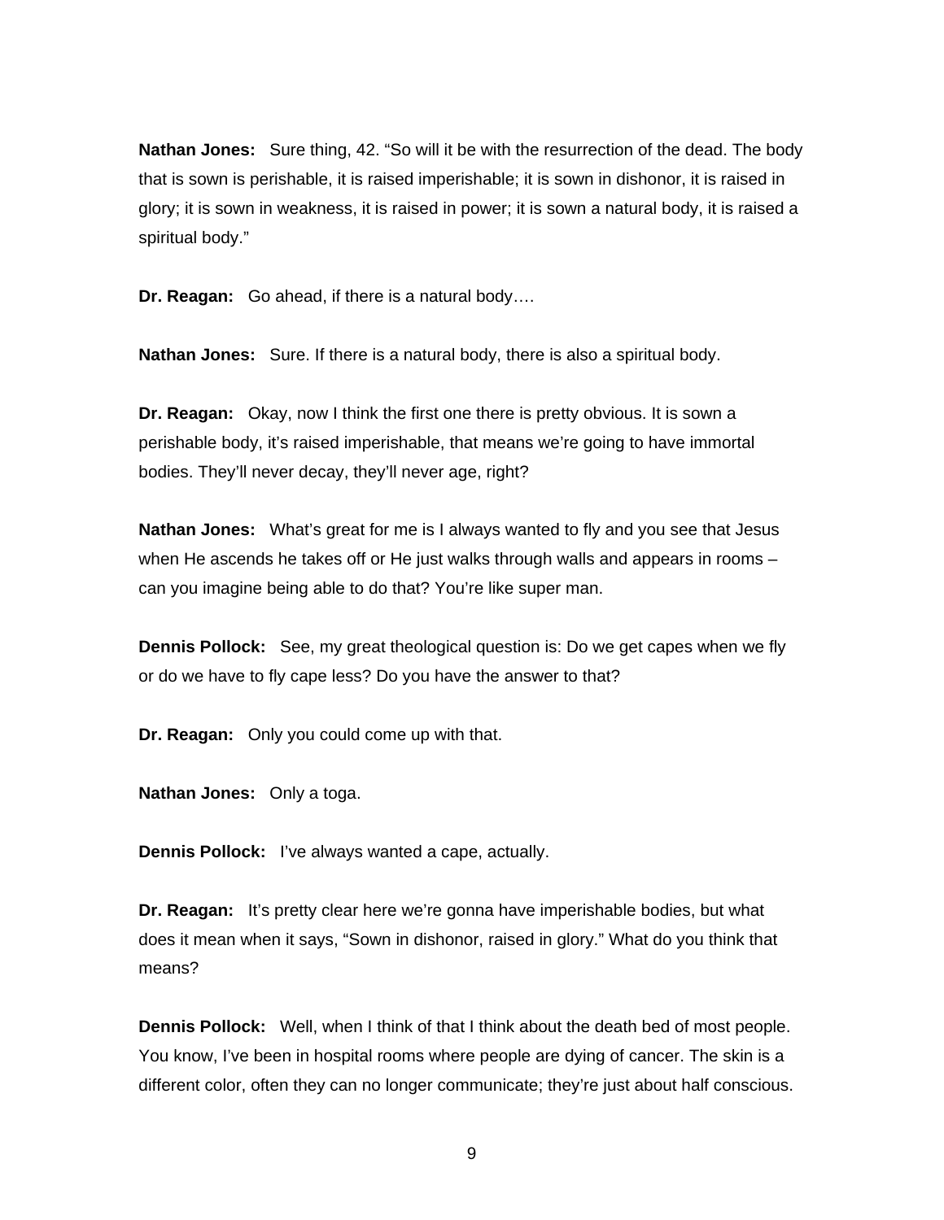**Nathan Jones:** Sure thing, 42. “So will it be with the resurrection of the dead. The body that is sown is perishable, it is raised imperishable; it is sown in dishonor, it is raised in glory; it is sown in weakness, it is raised in power; it is sown a natural body, it is raised a spiritual body.”

**Dr. Reagan:** Go ahead, if there is a natural body….

**Nathan Jones:** Sure. If there is a natural body, there is also a spiritual body.

**Dr. Reagan:** Okay, now I think the first one there is pretty obvious. It is sown a perishable body, it’s raised imperishable, that means we’re going to have immortal bodies. They’ll never decay, they’ll never age, right?

**Nathan Jones:** What’s great for me is I always wanted to fly and you see that Jesus when He ascends he takes off or He just walks through walls and appears in rooms – can you imagine being able to do that? You’re like super man.

**Dennis Pollock:** See, my great theological question is: Do we get capes when we fly or do we have to fly cape less? Do you have the answer to that?

**Dr. Reagan:** Only you could come up with that.

**Nathan Jones:** Only a toga.

**Dennis Pollock:** I’ve always wanted a cape, actually.

**Dr. Reagan:** It’s pretty clear here we’re gonna have imperishable bodies, but what does it mean when it says, “Sown in dishonor, raised in glory.” What do you think that means?

**Dennis Pollock:** Well, when I think of that I think about the death bed of most people. You know, I’ve been in hospital rooms where people are dying of cancer. The skin is a different color, often they can no longer communicate; they’re just about half conscious.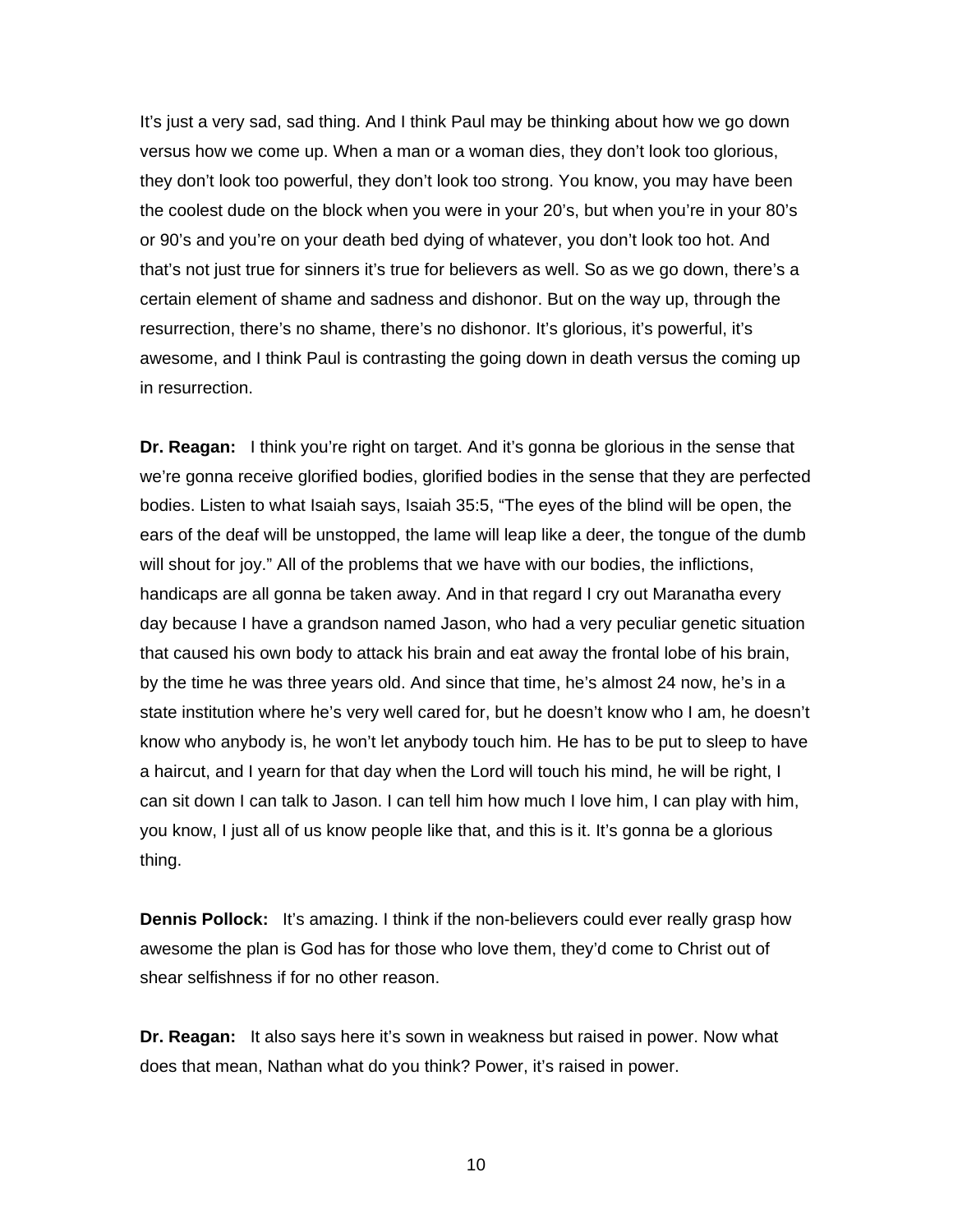It's just a very sad, sad thing. And I think Paul may be thinking about how we go down versus how we come up. When a man or a woman dies, they don't look too glorious, they don't look too powerful, they don't look too strong. You know, you may have been the coolest dude on the block when you were in your 20's, but when you're in your 80's or 90's and you're on your death bed dying of whatever, you don't look too hot. And that's not just true for sinners it's true for believers as well. So as we go down, there's a certain element of shame and sadness and dishonor. But on the way up, through the resurrection, there's no shame, there's no dishonor. It's glorious, it's powerful, it's awesome, and I think Paul is contrasting the going down in death versus the coming up in resurrection.

**Dr. Reagan:** I think you're right on target. And it's gonna be glorious in the sense that we're gonna receive glorified bodies, glorified bodies in the sense that they are perfected bodies. Listen to what Isaiah says, Isaiah 35:5, "The eyes of the blind will be open, the ears of the deaf will be unstopped, the lame will leap like a deer, the tongue of the dumb will shout for joy." All of the problems that we have with our bodies, the inflictions, handicaps are all gonna be taken away. And in that regard I cry out Maranatha every day because I have a grandson named Jason, who had a very peculiar genetic situation that caused his own body to attack his brain and eat away the frontal lobe of his brain, by the time he was three years old. And since that time, he's almost 24 now, he's in a state institution where he's very well cared for, but he doesn't know who I am, he doesn't know who anybody is, he won't let anybody touch him. He has to be put to sleep to have a haircut, and I yearn for that day when the Lord will touch his mind, he will be right, I can sit down I can talk to Jason. I can tell him how much I love him, I can play with him, you know, I just all of us know people like that, and this is it. It's gonna be a glorious thing.

**Dennis Pollock:** It's amazing. I think if the non-believers could ever really grasp how awesome the plan is God has for those who love them, they'd come to Christ out of shear selfishness if for no other reason.

**Dr. Reagan:** It also says here it's sown in weakness but raised in power. Now what does that mean, Nathan what do you think? Power, it's raised in power.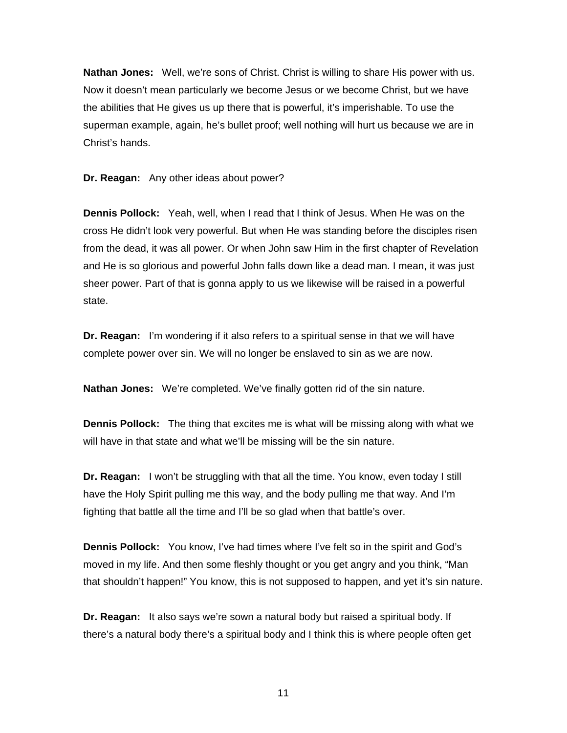**Nathan Jones:** Well, we're sons of Christ. Christ is willing to share His power with us. Now it doesn't mean particularly we become Jesus or we become Christ, but we have the abilities that He gives us up there that is powerful, it's imperishable. To use the superman example, again, he's bullet proof; well nothing will hurt us because we are in Christ's hands.

**Dr. Reagan:** Any other ideas about power?

**Dennis Pollock:** Yeah, well, when I read that I think of Jesus. When He was on the cross He didn't look very powerful. But when He was standing before the disciples risen from the dead, it was all power. Or when John saw Him in the first chapter of Revelation and He is so glorious and powerful John falls down like a dead man. I mean, it was just sheer power. Part of that is gonna apply to us we likewise will be raised in a powerful state.

**Dr. Reagan:** I'm wondering if it also refers to a spiritual sense in that we will have complete power over sin. We will no longer be enslaved to sin as we are now.

**Nathan Jones:** We're completed. We've finally gotten rid of the sin nature.

**Dennis Pollock:** The thing that excites me is what will be missing along with what we will have in that state and what we'll be missing will be the sin nature.

**Dr. Reagan:** I won't be struggling with that all the time. You know, even today I still have the Holy Spirit pulling me this way, and the body pulling me that way. And I'm fighting that battle all the time and I'll be so glad when that battle's over.

**Dennis Pollock:** You know, I've had times where I've felt so in the spirit and God's moved in my life. And then some fleshly thought or you get angry and you think, "Man that shouldn't happen!" You know, this is not supposed to happen, and yet it's sin nature.

**Dr. Reagan:** It also says we're sown a natural body but raised a spiritual body. If there's a natural body there's a spiritual body and I think this is where people often get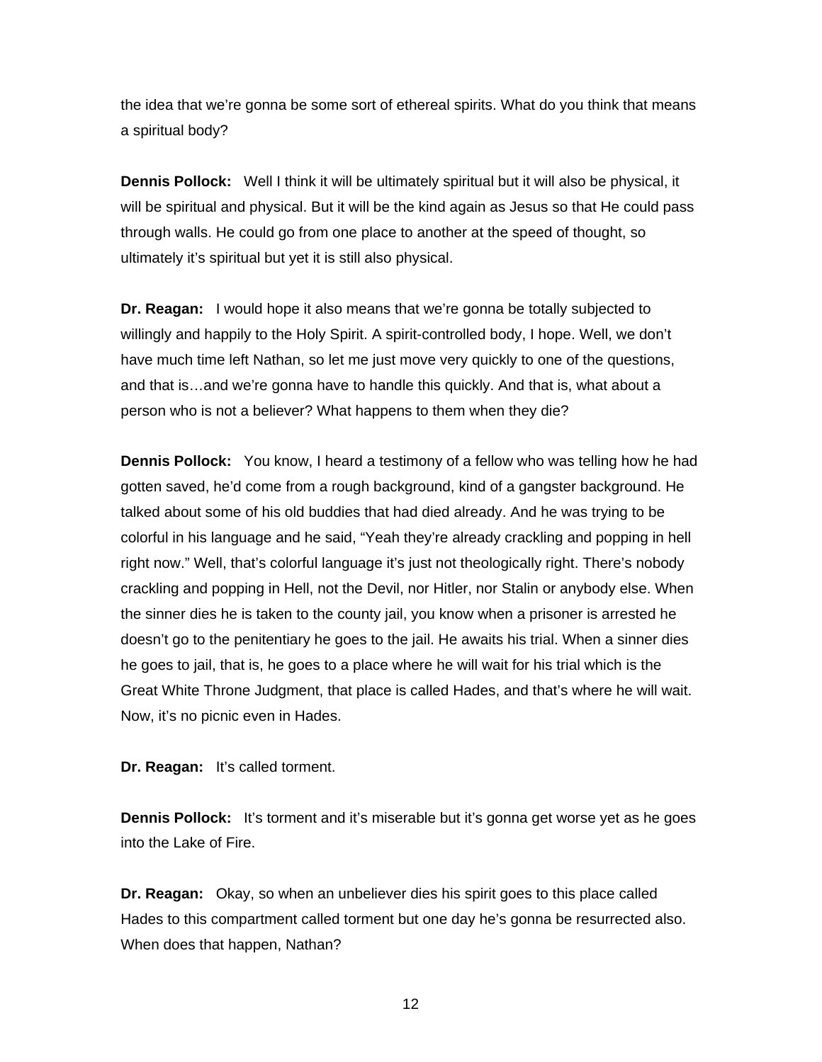the idea that we're gonna be some sort of ethereal spirits. What do you think that means a spiritual body?

**Dennis Pollock:** Well I think it will be ultimately spiritual but it will also be physical, it will be spiritual and physical. But it will be the kind again as Jesus so that He could pass through walls. He could go from one place to another at the speed of thought, so ultimately it's spiritual but yet it is still also physical.

**Dr. Reagan:** I would hope it also means that we're gonna be totally subjected to willingly and happily to the Holy Spirit. A spirit-controlled body, I hope. Well, we don't have much time left Nathan, so let me just move very quickly to one of the questions, and that is…and we're gonna have to handle this quickly. And that is, what about a person who is not a believer? What happens to them when they die?

**Dennis Pollock:** You know, I heard a testimony of a fellow who was telling how he had gotten saved, he'd come from a rough background, kind of a gangster background. He talked about some of his old buddies that had died already. And he was trying to be colorful in his language and he said, "Yeah they're already crackling and popping in hell right now." Well, that's colorful language it's just not theologically right. There's nobody crackling and popping in Hell, not the Devil, nor Hitler, nor Stalin or anybody else. When the sinner dies he is taken to the county jail, you know when a prisoner is arrested he doesn't go to the penitentiary he goes to the jail. He awaits his trial. When a sinner dies he goes to jail, that is, he goes to a place where he will wait for his trial which is the Great White Throne Judgment, that place is called Hades, and that's where he will wait. Now, it's no picnic even in Hades.

**Dr. Reagan:** It's called torment.

**Dennis Pollock:** It's torment and it's miserable but it's gonna get worse yet as he goes into the Lake of Fire.

**Dr. Reagan:** Okay, so when an unbeliever dies his spirit goes to this place called Hades to this compartment called torment but one day he's gonna be resurrected also. When does that happen, Nathan?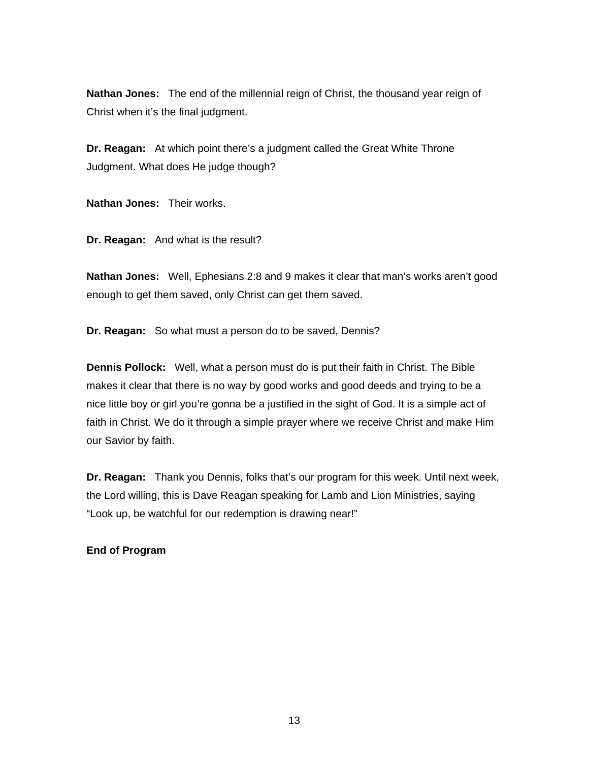**Nathan Jones:** The end of the millennial reign of Christ, the thousand year reign of Christ when it's the final judgment.

**Dr. Reagan:** At which point there's a judgment called the Great White Throne Judgment. What does He judge though?

**Nathan Jones:** Their works.

**Dr. Reagan:** And what is the result?

**Nathan Jones:** Well, Ephesians 2:8 and 9 makes it clear that man's works aren't good enough to get them saved, only Christ can get them saved.

**Dr. Reagan:** So what must a person do to be saved, Dennis?

**Dennis Pollock:** Well, what a person must do is put their faith in Christ. The Bible makes it clear that there is no way by good works and good deeds and trying to be a nice little boy or girl you're gonna be a justified in the sight of God. It is a simple act of faith in Christ. We do it through a simple prayer where we receive Christ and make Him our Savior by faith.

**Dr. Reagan:** Thank you Dennis, folks that's our program for this week. Until next week, the Lord willing, this is Dave Reagan speaking for Lamb and Lion Ministries, saying "Look up, be watchful for our redemption is drawing near!"

**End of Program**